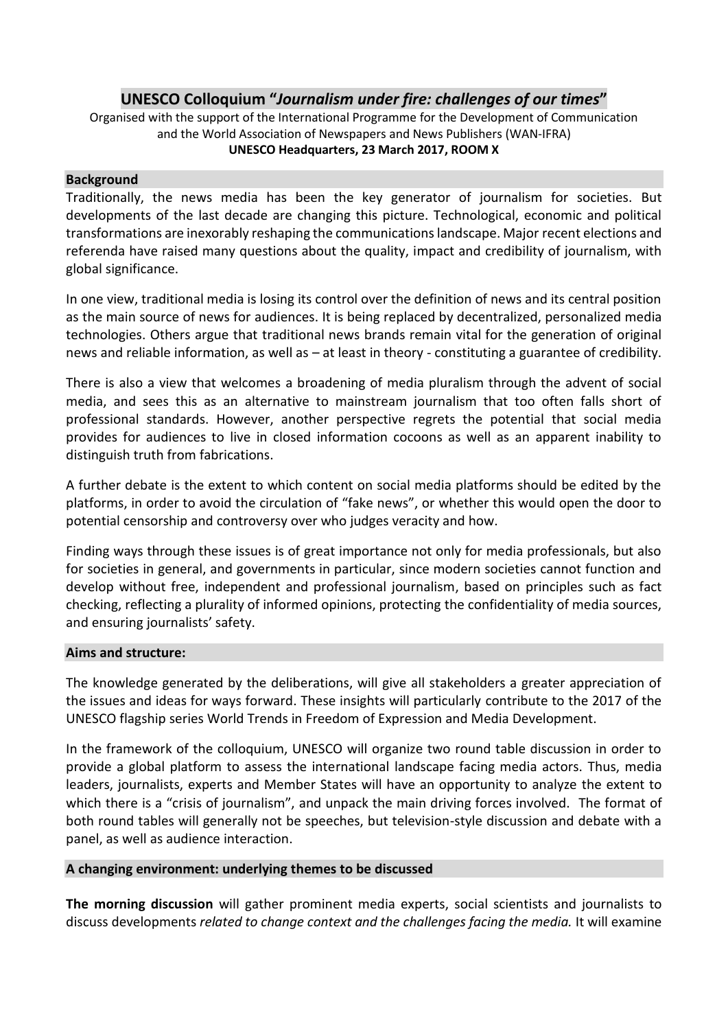# UNESCO Colloquium "*Journalism under fire: challenges of our times*"

Organised with the support of the International Programme for the Development of Communication and the World Association of Newspapers and News Publishers (WAN-IFRA)

**UNESCO Headquarters, 23 March 2017, ROOM X**

## Background

Traditionally, the news media has been the key generator of journalism for societies. But developments of the last decade are changing this picture. Technological, economic and political transformations are inexorably reshaping the communications landscape. Major recent elections and referenda have raised many questions about the quality, impact and credibility of journalism, with global significance.

In one view, traditional media is losing its control over the definition of news and its central position as the main source of news for audiences. It is being replaced by decentralized, personalized media technologies. Others argue that traditional news brands remain vital for the generation of original news and reliable information, as well as – at least in theory - constituting a guarantee of credibility.

There is also a view that welcomes a broadening of media pluralism through the advent of social media, and sees this as an alternative to mainstream journalism that too often falls short of professional standards. However, another perspective regrets the potential that social media provides for audiences to live in closed information cocoons as well as an apparent inability to distinguish truth from fabrications.

A further debate is the extent to which content on social media platforms should be edited by the platforms, in order to avoid the circulation of "fake news", or whether this would open the door to potential censorship and controversy over who judges veracity and how.

Finding ways through these issues is of great importance not only for media professionals, but also for societies in general, and governments in particular, since modern societies cannot function and develop without free, independent and professional journalism, based on principles such as fact checking, reflecting a plurality of informed opinions, protecting the confidentiality of media sources, and ensuring journalists' safety.

## Aims and structure:

The knowledge generated by the deliberations, will give all stakeholders a greater appreciation of the issues and ideas for ways forward. These insights will particularly contribute to the 2017 of the UNESCO flagship series World Trends in Freedom of Expression and Media Development.

In the framework of the colloquium, UNESCO will organize two round table discussion in order to provide a global platform to assess the international landscape facing media actors. Thus, media leaders, journalists, experts and Member States will have an opportunity to analyze the extent to which there is a "crisis of journalism", and unpack the main driving forces involved. The format of both round tables will generally not be speeches, but television-style discussion and debate with a panel, as well as audience interaction.

## A changing environment: underlying themes to be discussed

**The morning discussion** will gather prominent media experts, social scientists and journalists to discuss developments *related to change context and the challenges facing the media.* It will examine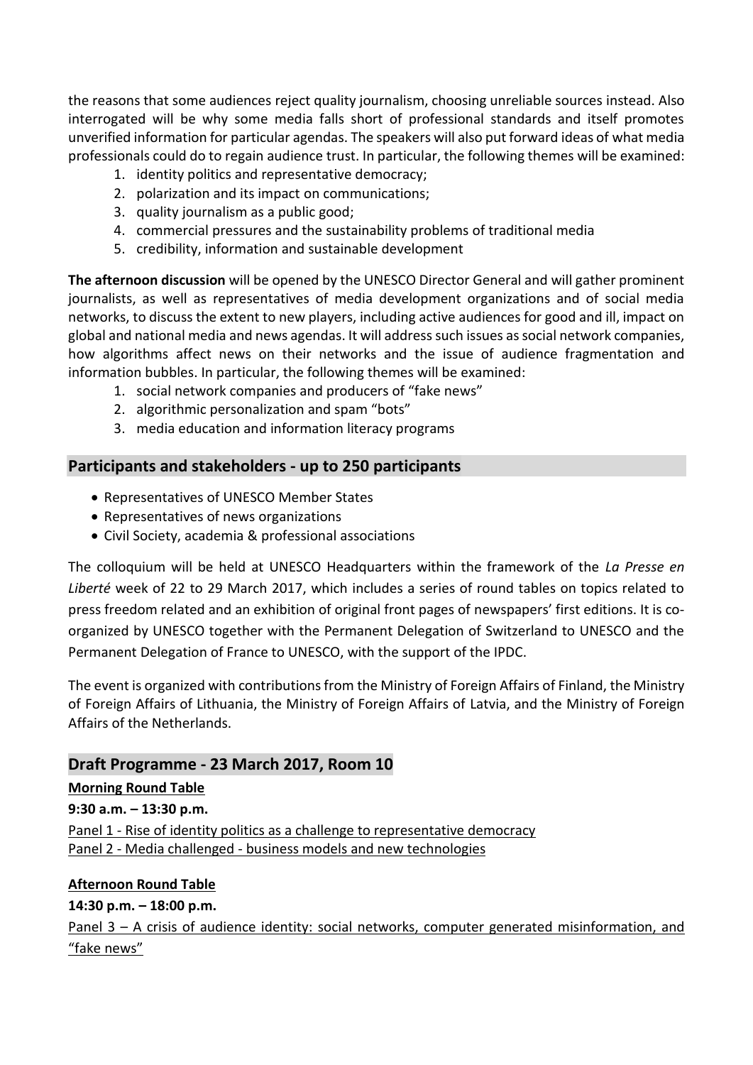the reasons that some audiences reject quality journalism, choosing unreliable sources instead. Also interrogated will be why some media falls short of professional standards and itself promotes unverified information for particular agendas. The speakers will also put forward ideas of what media professionals could do to regain audience trust. In particular, the following themes will be examined:

1. identity politics and representative democracy;
2. polarization and its impact on communications;
3. quality journalism as a public good;
4. commercial pressures and the sustainability problems of traditional media
5. credibility, information and sustainable development

**The afternoon discussion** will be opened by the UNESCO Director General and will gather prominent journalists, as well as representatives of media development organizations and of social media networks, to discuss the extent to new players, including active audiences for good and ill, impact on global and national media and news agendas. It will address such issues as social network companies, how algorithms affect news on their networks and the issue of audience fragmentation and information bubbles. In particular, the following themes will be examined:

1. social network companies and producers of "fake news"
2. algorithmic personalization and spam "bots"
3. media education and information literacy programs

## Participants and stakeholders - up to 250 participants

- Representatives of UNESCO Member States
- Representatives of news organizations
- Civil Society, academia & professional associations

The colloquium will be held at UNESCO Headquarters within the framework of the *La Presse en Liberté* week of 22 to 29 March 2017, which includes a series of round tables on topics related to press freedom related and an exhibition of original front pages of newspapers' first editions. It is co-organized by UNESCO together with the Permanent Delegation of Switzerland to UNESCO and the Permanent Delegation of France to UNESCO, with the support of the IPDC.

The event is organized with contributions from the Ministry of Foreign Affairs of Finland, the Ministry of Foreign Affairs of Lithuania, the Ministry of Foreign Affairs of Latvia, and the Ministry of Foreign Affairs of the Netherlands.

## Draft Programme - 23 March 2017, Room 10

**Morning Round Table**

**9:30 a.m. – 13:30 p.m.**

Panel 1 - Rise of identity politics as a challenge to representative democracy

Panel 2 - Media challenged - business models and new technologies

**Afternoon Round Table**

**14:30 p.m. – 18:00 p.m.**

Panel 3 – A crisis of audience identity: social networks, computer generated misinformation, and "fake news"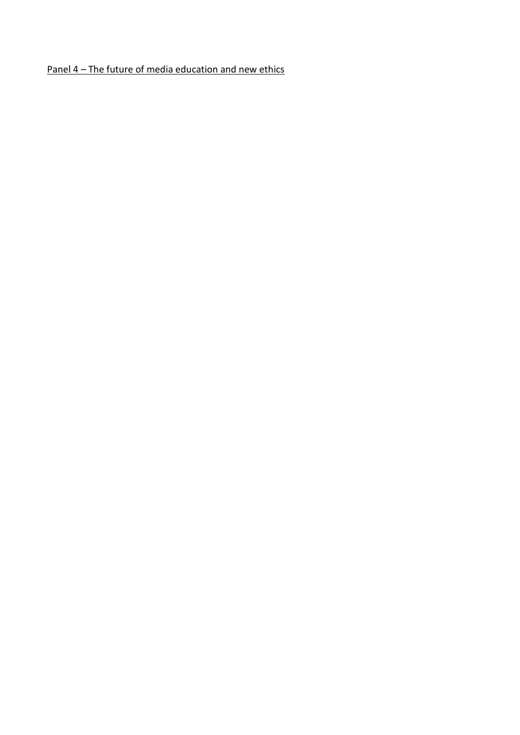<u>Panel 4 – The future of media education and new ethics</u>